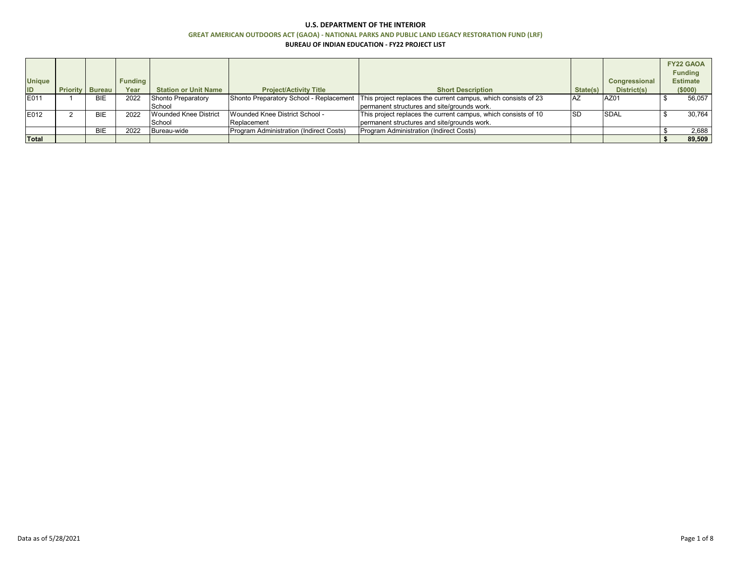# U.S. DEPARTMENT OF THE INTERIOR

## GREAT AMERICAN OUTDOORS ACT (GAOA) - NATIONAL PARKS AND PUBLIC LAND LEGACY RESTORATION FUND (LRF)

### BUREAU OF INDIAN EDUCATION - FY22 PROJECT LIST

| Unique ID | Priority | Bureau | Funding Year | Station or Unit Name | Project/Activity Title | Short Description | State(s) | Congressional District(s) | FY22 GAOA Funding Estimate ($000) |
|---|---|---|---|---|---|---|---|---|---|
| E011 | 1 | BIE | 2022 | Shonto Preparatory School | Shonto Preparatory School - Replacement | This project replaces the current campus, which consists of 23 permanent structures and site/grounds work. | AZ | AZ01 | $ 56,057 |
| E012 | 2 | BIE | 2022 | Wounded Knee District School | Wounded Knee District School - Replacement | This project replaces the current campus, which consists of 10 permanent structures and site/grounds work. | SD | SDAL | $ 30,764 |
| | | BIE | 2022 | Bureau-wide | Program Administration (Indirect Costs) | Program Administration (Indirect Costs) | | | $ 2,688 |
| **Total** | | | | | | | | | **$ 89,509** |

Data as of 5/28/2021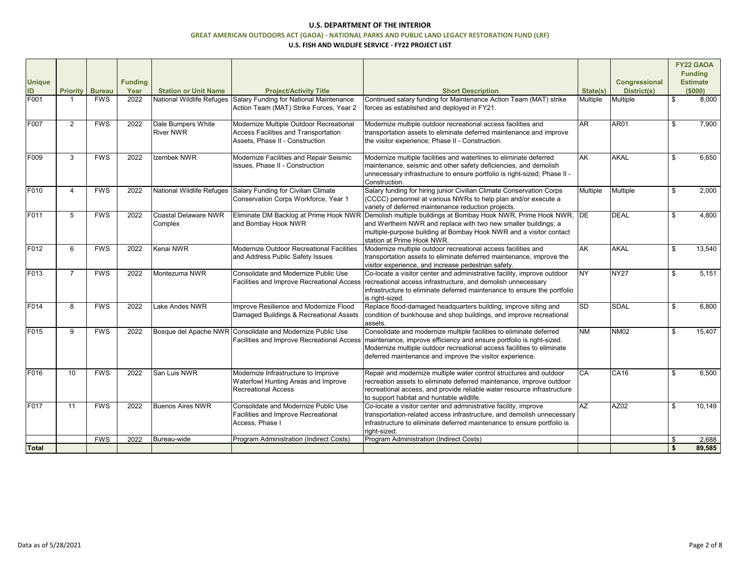**U.S. DEPARTMENT OF THE INTERIOR**

**GREAT AMERICAN OUTDOORS ACT (GAOA) - NATIONAL PARKS AND PUBLIC LAND LEGACY RESTORATION FUND (LRF)**

**U.S. FISH AND WILDLIFE SERVICE - FY22 PROJECT LIST**

| Unique ID | Priority | Bureau | Funding Year | Station or Unit Name | Project/Activity Title | Short Description | State(s) | Congressional District(s) | FY22 GAOA Funding Estimate ($000) |
|---|---|---|---|---|---|---|---|---|---|
| F001 | 1 | FWS | 2022 | National Wildlife Refuges | Salary Funding for National Maintenance Action Team (MAT) Strike Forces, Year 2 | Continued salary funding for Maintenance Action Team (MAT) strike forces as established and deployed in FY21. | Multiple | Multiple | $ 8,000 |
| F007 | 2 | FWS | 2022 | Dale Bumpers White River NWR | Modernize Multiple Outdoor Recreational Access Facilities and Transportation Assets, Phase II - Construction | Modernize multiple outdoor recreational access facilities and transportation assets to eliminate deferred maintenance and improve the visitor experience; Phase II - Construction. | AR | AR01 | $ 7,900 |
| F009 | 3 | FWS | 2022 | Izembek NWR | Modernize Facilities and Repair Seismic Issues, Phase II - Construction | Modernize multiple facilities and waterlines to eliminate deferred maintenance, seismic and other safety deficiencies, and demolish unnecessary infrastructure to ensure portfolio is right-sized; Phase II - Construction. | AK | AKAL | $ 6,650 |
| F010 | 4 | FWS | 2022 | National Wildlife Refuges | Salary Funding for Civilian Climate Conservation Corps Workforce, Year 1 | Salary funding for hiring junior Civilian Climate Conservation Corps (CCCC) personnel at various NWRs to help plan and/or execute a variety of deferred maintenance reduction projects. | Multiple | Multiple | $ 2,000 |
| F011 | 5 | FWS | 2022 | Coastal Delaware NWR Complex | Eliminate DM Backlog at Prime Hook NWR and Bombay Hook NWR | Demolish multiple buildings at Bombay Hook NWR, Prime Hook NWR, and Wertheim NWR and replace with two new smaller buildings; a multiple-purpose building at Bombay Hook NWR and a visitor contact station at Prime Hook NWR. | DE | DEAL | $ 4,800 |
| F012 | 6 | FWS | 2022 | Kenai NWR | Modernize Outdoor Recreational Facilities and Address Public Safety Issues | Modernize multiple outdoor recreational access facilities and transportation assets to eliminate deferred maintenance, improve the visitor experience, and increase pedestrian safety. | AK | AKAL | $ 13,540 |
| F013 | 7 | FWS | 2022 | Montezuma NWR | Consolidate and Modernize Public Use Facilities and Improve Recreational Access | Co-locate a visitor center and administrative facility, improve outdoor recreational access infrastructure, and demolish unnecessary infrastructure to eliminate deferred maintenance to ensure the portfolio is right-sized. | NY | NY27 | $ 5,151 |
| F014 | 8 | FWS | 2022 | Lake Andes NWR | Improve Resilience and Modernize Flood Damaged Buildings & Recreational Assets | Replace flood-damaged headquarters building, improve siting and condition of bunkhouse and shop buildings, and improve recreational assets. | SD | SDAL | $ 6,800 |
| F015 | 9 | FWS | 2022 | Bosque del Apache NWR | Consolidate and Modernize Public Use Facilities and Improve Recreational Access | Consolidate and modernize multiple facilities to eliminate deferred maintenance, improve efficiency and ensure portfolio is right-sized. Modernize multiple outdoor recreational access facilities to eliminate deferred maintenance and improve the visitor experience. | NM | NM02 | $ 15,407 |
| F016 | 10 | FWS | 2022 | San Luis NWR | Modernize Infrastructure to Improve Waterfowl Hunting Areas and Improve Recreational Access | Repair and modernize multiple water control structures and outdoor recreation assets to eliminate deferred maintenance, improve outdoor recreational access, and provide reliable water resource infrastructure to support habitat and huntable wildlife. | CA | CA16 | $ 6,500 |
| F017 | 11 | FWS | 2022 | Buenos Aires NWR | Consolidate and Modernize Public Use Facilities and Improve Recreational Access, Phase I | Co-locate a visitor center and administrative facility, improve transportation-related access infrastructure, and demolish unnecessary infrastructure to eliminate deferred maintenance to ensure portfolio is right-sized. | AZ | AZ02 | $ 10,149 |
| | | FWS | 2022 | Bureau-wide | Program Administration (Indirect Costs) | Program Administration (Indirect Costs) | | | $ 2,688 |
| **Total** | | | | | | | | | **$ 89,585** |

Data as of 5/28/2021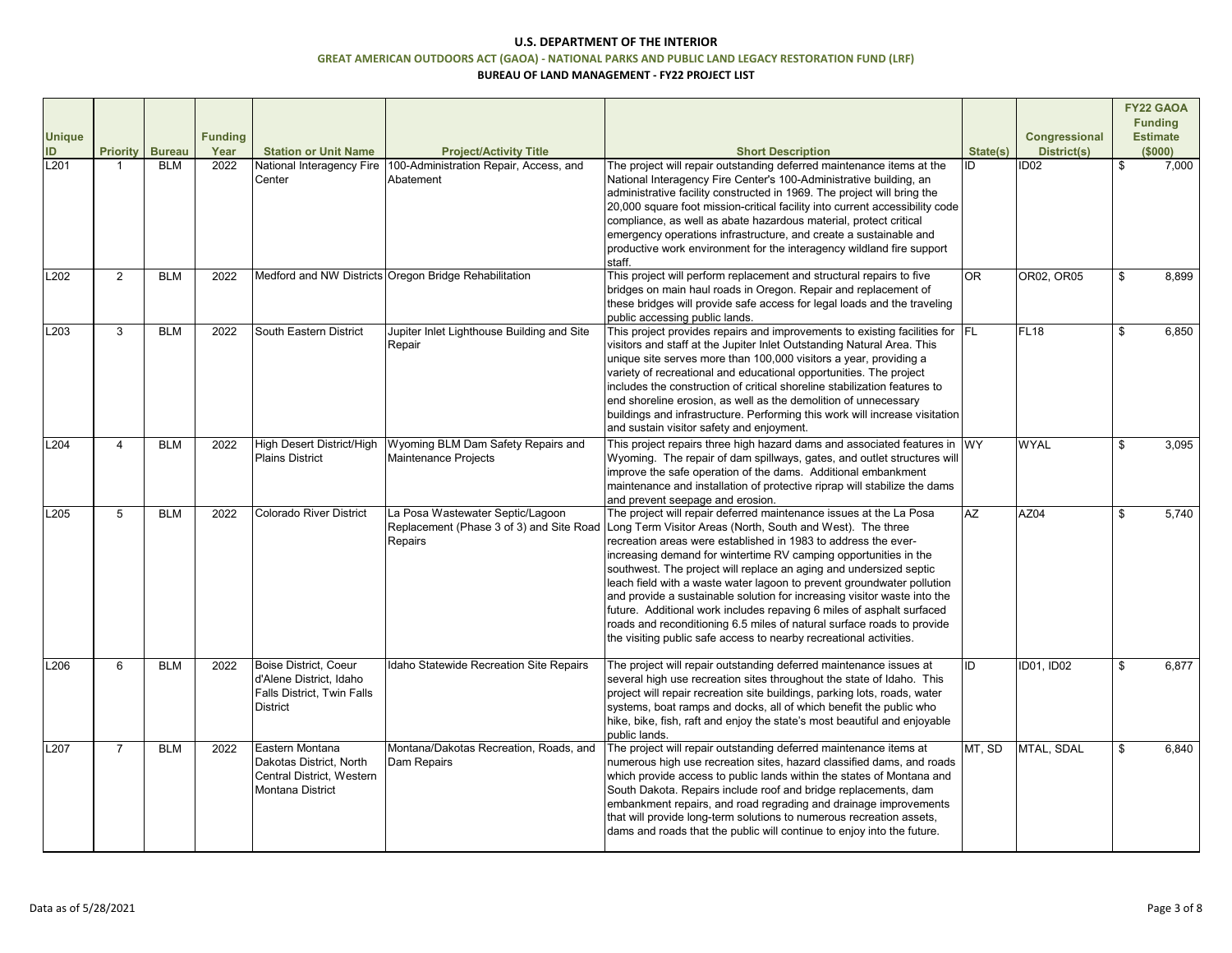**U.S. DEPARTMENT OF THE INTERIOR**

**GREAT AMERICAN OUTDOORS ACT (GAOA) - NATIONAL PARKS AND PUBLIC LAND LEGACY RESTORATION FUND (LRF)**

**BUREAU OF LAND MANAGEMENT - FY22 PROJECT LIST**

| Unique ID | Priority | Bureau | Funding Year | Station or Unit Name | Project/Activity Title | Short Description | State(s) | Congressional District(s) | FY22 GAOA Funding Estimate ($000) |
|---|---|---|---|---|---|---|---|---|---|
| L201 | 1 | BLM | 2022 | National Interagency Fire Center | 100-Administration Repair, Access, and Abatement | The project will repair outstanding deferred maintenance items at the National Interagency Fire Center's 100-Administrative building, an administrative facility constructed in 1969. The project will bring the 20,000 square foot mission-critical facility into current accessibility code compliance, as well as abate hazardous material, protect critical emergency operations infrastructure, and create a sustainable and productive work environment for the interagency wildland fire support staff. | ID | ID02 | $ 7,000 |
| L202 | 2 | BLM | 2022 | Medford and NW Districts | Oregon Bridge Rehabilitation | This project will perform replacement and structural repairs to five bridges on main haul roads in Oregon. Repair and replacement of these bridges will provide safe access for legal loads and the traveling public accessing public lands. | OR | OR02, OR05 | $ 8,899 |
| L203 | 3 | BLM | 2022 | South Eastern District | Jupiter Inlet Lighthouse Building and Site Repair | This project provides repairs and improvements to existing facilities for visitors and staff at the Jupiter Inlet Outstanding Natural Area. This unique site serves more than 100,000 visitors a year, providing a variety of recreational and educational opportunities. The project includes the construction of critical shoreline stabilization features to end shoreline erosion, as well as the demolition of unnecessary buildings and infrastructure. Performing this work will increase visitation and sustain visitor safety and enjoyment. | FL | FL18 | $ 6,850 |
| L204 | 4 | BLM | 2022 | High Desert District/High Plains District | Wyoming BLM Dam Safety Repairs and Maintenance Projects | This project repairs three high hazard dams and associated features in Wyoming. The repair of dam spillways, gates, and outlet structures will improve the safe operation of the dams. Additional embankment maintenance and installation of protective riprap will stabilize the dams and prevent seepage and erosion. | WY | WYAL | $ 3,095 |
| L205 | 5 | BLM | 2022 | Colorado River District | La Posa Wastewater Septic/Lagoon Replacement (Phase 3 of 3) and Site Road Repairs | The project will repair deferred maintenance issues at the La Posa Long Term Visitor Areas (North, South and West). The three recreation areas were established in 1983 to address the ever-increasing demand for wintertime RV camping opportunities in the southwest. The project will replace an aging and undersized septic leach field with a waste water lagoon to prevent groundwater pollution and provide a sustainable solution for increasing visitor waste into the future. Additional work includes repaving 6 miles of asphalt surfaced roads and reconditioning 6.5 miles of natural surface roads to provide the visiting public safe access to nearby recreational activities. | AZ | AZ04 | $ 5,740 |
| L206 | 6 | BLM | 2022 | Boise District, Coeur d'Alene District, Idaho Falls District, Twin Falls District | Idaho Statewide Recreation Site Repairs | The project will repair outstanding deferred maintenance issues at several high use recreation sites throughout the state of Idaho. This project will repair recreation site buildings, parking lots, roads, water systems, boat ramps and docks, all of which benefit the public who hike, bike, fish, raft and enjoy the state's most beautiful and enjoyable public lands. | ID | ID01, ID02 | $ 6,877 |
| L207 | 7 | BLM | 2022 | Eastern Montana Dakotas District, North Central District, Western Montana District | Montana/Dakotas Recreation, Roads, and Dam Repairs | The project will repair outstanding deferred maintenance items at numerous high use recreation sites, hazard classified dams, and roads which provide access to public lands within the states of Montana and South Dakota. Repairs include roof and bridge replacements, dam embankment repairs, and road regrading and drainage improvements that will provide long-term solutions to numerous recreation assets, dams and roads that the public will continue to enjoy into the future. | MT, SD | MTAL, SDAL | $ 6,840 |

Data as of 5/28/2021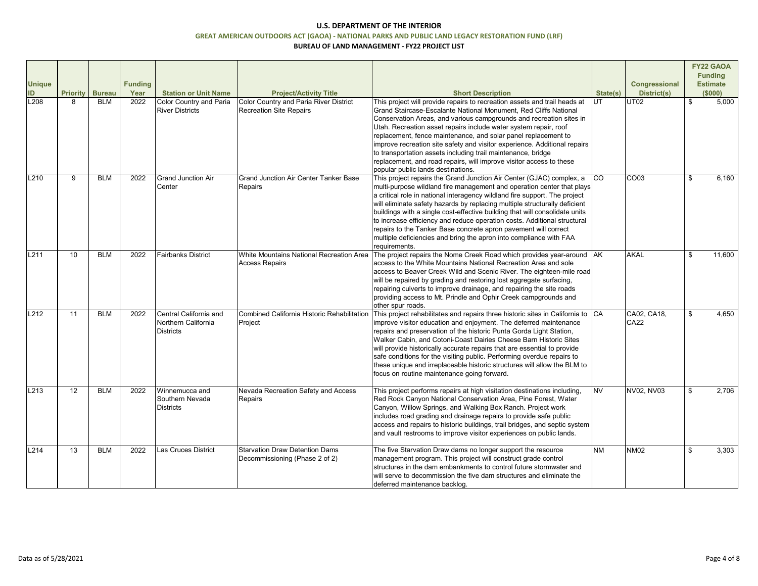**U.S. DEPARTMENT OF THE INTERIOR**

**GREAT AMERICAN OUTDOORS ACT (GAOA) - NATIONAL PARKS AND PUBLIC LAND LEGACY RESTORATION FUND (LRF)**

**BUREAU OF LAND MANAGEMENT - FY22 PROJECT LIST**

| Unique ID | Priority | Bureau | Funding Year | Station or Unit Name | Project/Activity Title | Short Description | State(s) | Congressional District(s) | FY22 GAOA Funding Estimate ($000) |
|---|---|---|---|---|---|---|---|---|---|
| L208 | 8 | BLM | 2022 | Color Country and Paria River Districts | Color Country and Paria River District Recreation Site Repairs | This project will provide repairs to recreation assets and trail heads at Grand Staircase-Escalante National Monument, Red Cliffs National Conservation Areas, and various campgrounds and recreation sites in Utah. Recreation asset repairs include water system repair, roof replacement, fence maintenance, and solar panel replacement to improve recreation site safety and visitor experience. Additional repairs to transportation assets including trail maintenance, bridge replacement, and road repairs, will improve visitor access to these popular public lands destinations. | UT | UT02 | $ 5,000 |
| L210 | 9 | BLM | 2022 | Grand Junction Air Center | Grand Junction Air Center Tanker Base Repairs | This project repairs the Grand Junction Air Center (GJAC) complex, a multi-purpose wildland fire management and operation center that plays a critical role in national interagency wildland fire support. The project will eliminate safety hazards by replacing multiple structurally deficient buildings with a single cost-effective building that will consolidate units to increase efficiency and reduce operation costs. Additional structural repairs to the Tanker Base concrete apron pavement will correct multiple deficiencies and bring the apron into compliance with FAA requirements. | CO | CO03 | $ 6,160 |
| L211 | 10 | BLM | 2022 | Fairbanks District | White Mountains National Recreation Area Access Repairs | The project repairs the Nome Creek Road which provides year-around access to the White Mountains National Recreation Area and sole access to Beaver Creek Wild and Scenic River. The eighteen-mile road will be repaired by grading and restoring lost aggregate surfacing, repairing culverts to improve drainage, and repairing the site roads providing access to Mt. Prindle and Ophir Creek campgrounds and other spur roads. | AK | AKAL | $ 11,600 |
| L212 | 11 | BLM | 2022 | Central California and Northern California Districts | Combined California Historic Rehabilitation Project | This project rehabilitates and repairs three historic sites in California to improve visitor education and enjoyment. The deferred maintenance repairs and preservation of the historic Punta Gorda Light Station, Walker Cabin, and Cotoni-Coast Dairies Cheese Barn Historic Sites will provide historically accurate repairs that are essential to provide safe conditions for the visiting public. Performing overdue repairs to these unique and irreplaceable historic structures will allow the BLM to focus on routine maintenance going forward. | CA | CA02, CA18, CA22 | $ 4,650 |
| L213 | 12 | BLM | 2022 | Winnemucca and Southern Nevada Districts | Nevada Recreation Safety and Access Repairs | This project performs repairs at high visitation destinations including, Red Rock Canyon National Conservation Area, Pine Forest, Water Canyon, Willow Springs, and Walking Box Ranch. Project work includes road grading and drainage repairs to provide safe public access and repairs to historic buildings, trail bridges, and septic system and vault restrooms to improve visitor experiences on public lands. | NV | NV02, NV03 | $ 2,706 |
| L214 | 13 | BLM | 2022 | Las Cruces District | Starvation Draw Detention Dams Decommissioning (Phase 2 of 2) | The five Starvation Draw dams no longer support the resource management program. This project will construct grade control structures in the dam embankments to control future stormwater and will serve to decommission the five dam structures and eliminate the deferred maintenance backlog. | NM | NM02 | $ 3,303 |

Data as of 5/28/2021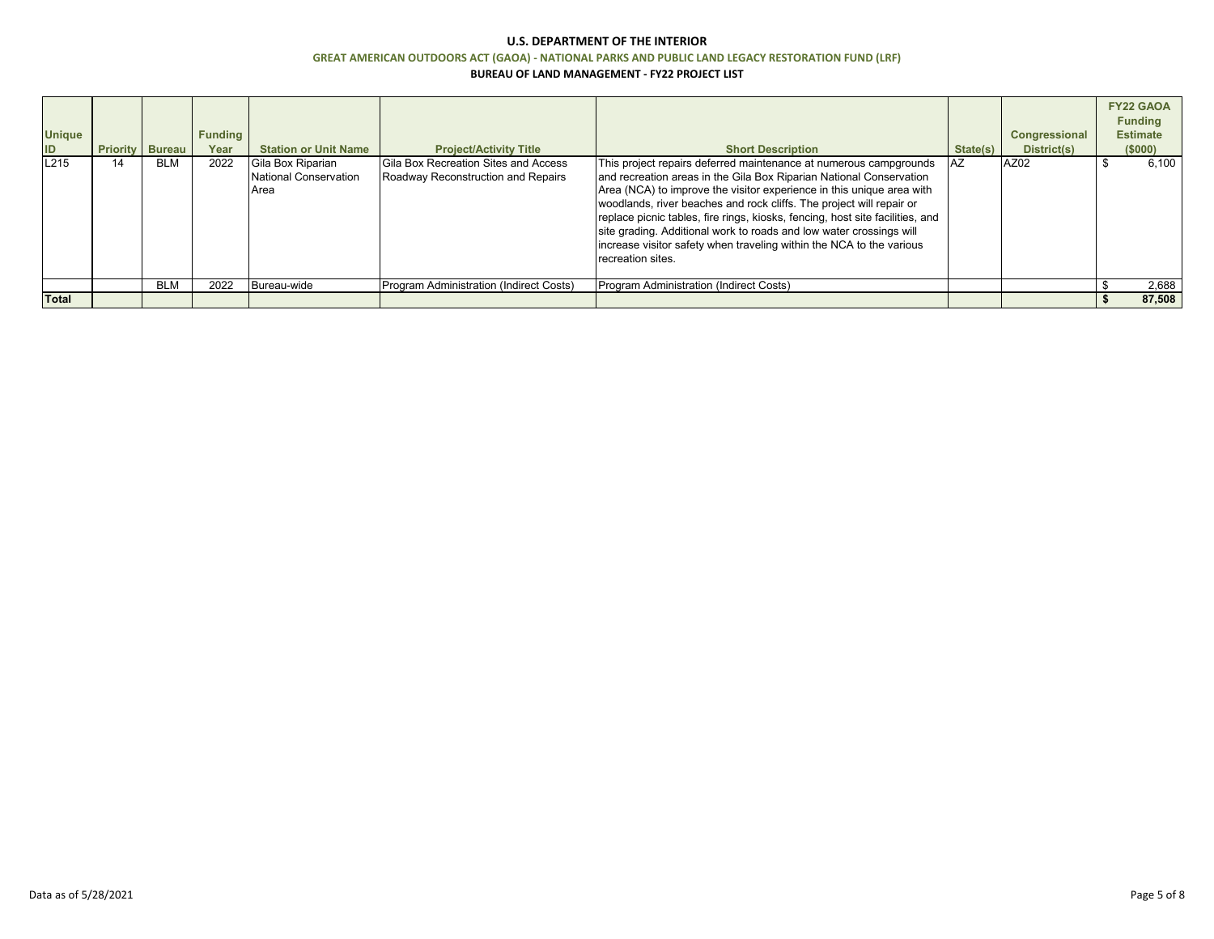**U.S. DEPARTMENT OF THE INTERIOR**

**GREAT AMERICAN OUTDOORS ACT (GAOA) - NATIONAL PARKS AND PUBLIC LAND LEGACY RESTORATION FUND (LRF)**

**BUREAU OF LAND MANAGEMENT - FY22 PROJECT LIST**

| Unique ID | Priority | Bureau | Funding Year | Station or Unit Name | Project/Activity Title | Short Description | State(s) | Congressional District(s) | FY22 GAOA Funding Estimate ($000) |
|---|---|---|---|---|---|---|---|---|---|
| L215 | 14 | BLM | 2022 | Gila Box Riparian National Conservation Area | Gila Box Recreation Sites and Access Roadway Reconstruction and Repairs | This project repairs deferred maintenance at numerous campgrounds and recreation areas in the Gila Box Riparian National Conservation Area (NCA) to improve the visitor experience in this unique area with woodlands, river beaches and rock cliffs. The project will repair or replace picnic tables, fire rings, kiosks, fencing, host site facilities, and site grading. Additional work to roads and low water crossings will increase visitor safety when traveling within the NCA to the various recreation sites. | AZ | AZ02 | $ 6,100 |
| | | BLM | 2022 | Bureau-wide | Program Administration (Indirect Costs) | Program Administration (Indirect Costs) | | | $ 2,688 |
| **Total** | | | | | | | | | **$ 87,508** |

Data as of 5/28/2021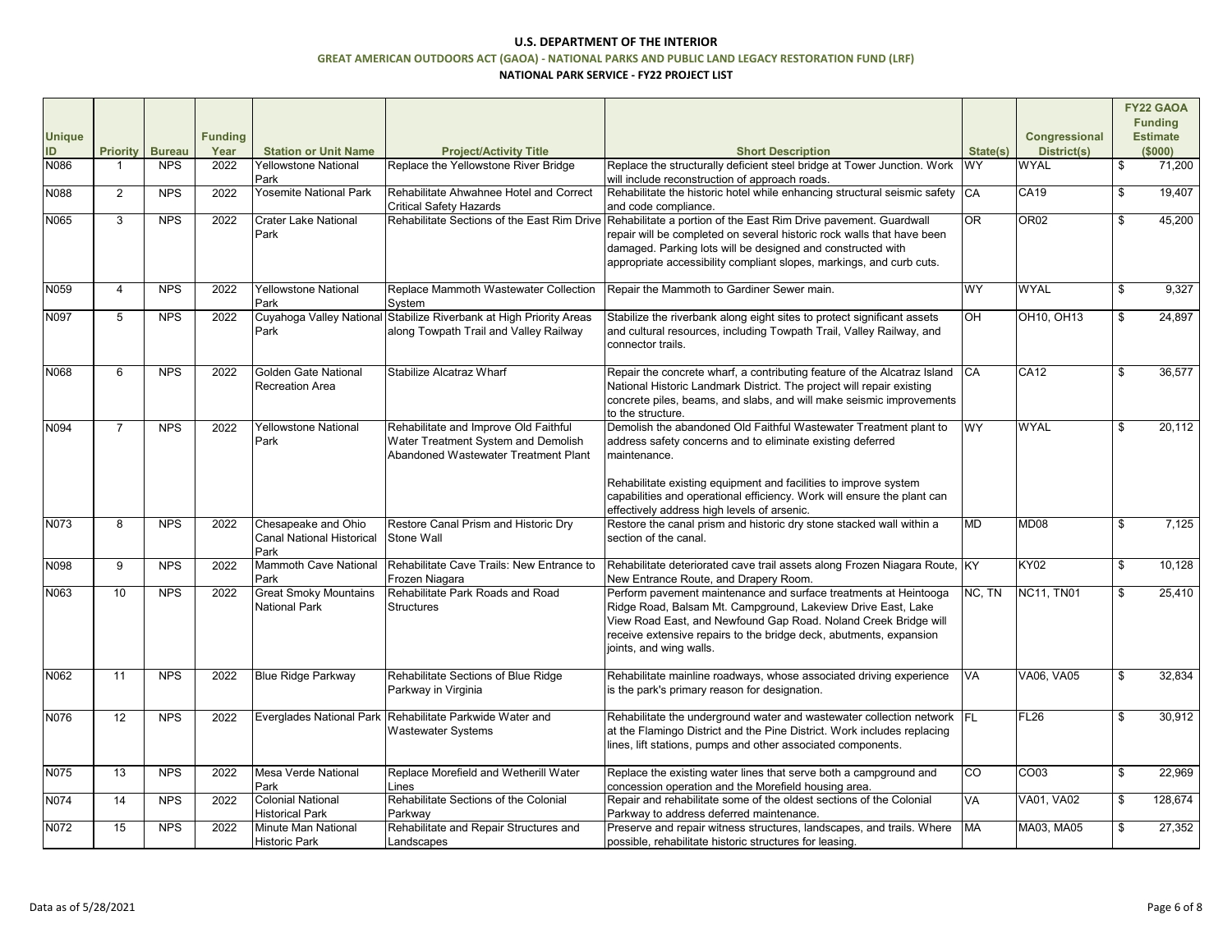# U.S. DEPARTMENT OF THE INTERIOR

## GREAT AMERICAN OUTDOORS ACT (GAOA) - NATIONAL PARKS AND PUBLIC LAND LEGACY RESTORATION FUND (LRF)

### NATIONAL PARK SERVICE - FY22 PROJECT LIST

| Unique ID | Priority | Bureau | Funding Year | Station or Unit Name | Project/Activity Title | Short Description | State(s) | Congressional District(s) | FY22 GAOA Funding Estimate ($000) |
|---|---|---|---|---|---|---|---|---|---|
| N086 | 1 | NPS | 2022 | Yellowstone National Park | Replace the Yellowstone River Bridge | Replace the structurally deficient steel bridge at Tower Junction. Work will include reconstruction of approach roads. | WY | WYAL | $ 71,200 |
| N088 | 2 | NPS | 2022 | Yosemite National Park | Rehabilitate Ahwahnee Hotel and Correct Critical Safety Hazards | Rehabilitate the historic hotel while enhancing structural seismic safety and code compliance. | CA | CA19 | $ 19,407 |
| N065 | 3 | NPS | 2022 | Crater Lake National Park | Rehabilitate Sections of the East Rim Drive | Rehabilitate a portion of the East Rim Drive pavement. Guardwall repair will be completed on several historic rock walls that have been damaged. Parking lots will be designed and constructed with appropriate accessibility compliant slopes, markings, and curb cuts. | OR | OR02 | $ 45,200 |
| N059 | 4 | NPS | 2022 | Yellowstone National Park | Replace Mammoth Wastewater Collection System | Repair the Mammoth to Gardiner Sewer main. | WY | WYAL | $ 9,327 |
| N097 | 5 | NPS | 2022 | Cuyahoga Valley National Park | Stabilize Riverbank at High Priority Areas along Towpath Trail and Valley Railway | Stabilize the riverbank along eight sites to protect significant assets and cultural resources, including Towpath Trail, Valley Railway, and connector trails. | OH | OH10, OH13 | $ 24,897 |
| N068 | 6 | NPS | 2022 | Golden Gate National Recreation Area | Stabilize Alcatraz Wharf | Repair the concrete wharf, a contributing feature of the Alcatraz Island National Historic Landmark District. The project will repair existing concrete piles, beams, and slabs, and will make seismic improvements to the structure. | CA | CA12 | $ 36,577 |
| N094 | 7 | NPS | 2022 | Yellowstone National Park | Rehabilitate and Improve Old Faithful Water Treatment System and Demolish Abandoned Wastewater Treatment Plant | Demolish the abandoned Old Faithful Wastewater Treatment plant to address safety concerns and to eliminate existing deferred maintenance.<br><br>Rehabilitate existing equipment and facilities to improve system capabilities and operational efficiency. Work will ensure the plant can effectively address high levels of arsenic. | WY | WYAL | $ 20,112 |
| N073 | 8 | NPS | 2022 | Chesapeake and Ohio Canal National Historical Park | Restore Canal Prism and Historic Dry Stone Wall | Restore the canal prism and historic dry stone stacked wall within a section of the canal. | MD | MD08 | $ 7,125 |
| N098 | 9 | NPS | 2022 | Mammoth Cave National Park | Rehabilitate Cave Trails: New Entrance to Frozen Niagara | Rehabilitate deteriorated cave trail assets along Frozen Niagara Route, New Entrance Route, and Drapery Room. | KY | KY02 | $ 10,128 |
| N063 | 10 | NPS | 2022 | Great Smoky Mountains National Park | Rehabilitate Park Roads and Road Structures | Perform pavement maintenance and surface treatments at Heintooga Ridge Road, Balsam Mt. Campground, Lakeview Drive East, Lake View Road East, and Newfound Gap Road. Noland Creek Bridge will receive extensive repairs to the bridge deck, abutments, expansion joints, and wing walls. | NC, TN | NC11, TN01 | $ 25,410 |
| N062 | 11 | NPS | 2022 | Blue Ridge Parkway | Rehabilitate Sections of Blue Ridge Parkway in Virginia | Rehabilitate mainline roadways, whose associated driving experience is the park's primary reason for designation. | VA | VA06, VA05 | $ 32,834 |
| N076 | 12 | NPS | 2022 | Everglades National Park | Rehabilitate Parkwide Water and Wastewater Systems | Rehabilitate the underground water and wastewater collection network at the Flamingo District and the Pine District. Work includes replacing lines, lift stations, pumps and other associated components. | FL | FL26 | $ 30,912 |
| N075 | 13 | NPS | 2022 | Mesa Verde National Park | Replace Morefield and Wetherill Water Lines | Replace the existing water lines that serve both a campground and concession operation and the Morefield housing area. | CO | CO03 | $ 22,969 |
| N074 | 14 | NPS | 2022 | Colonial National Historical Park | Rehabilitate Sections of the Colonial Parkway | Repair and rehabilitate some of the oldest sections of the Colonial Parkway to address deferred maintenance. | VA | VA01, VA02 | $ 128,674 |
| N072 | 15 | NPS | 2022 | Minute Man National Historic Park | Rehabilitate and Repair Structures and Landscapes | Preserve and repair witness structures, landscapes, and trails. Where possible, rehabilitate historic structures for leasing. | MA | MA03, MA05 | $ 27,352 |

Data as of 5/28/2021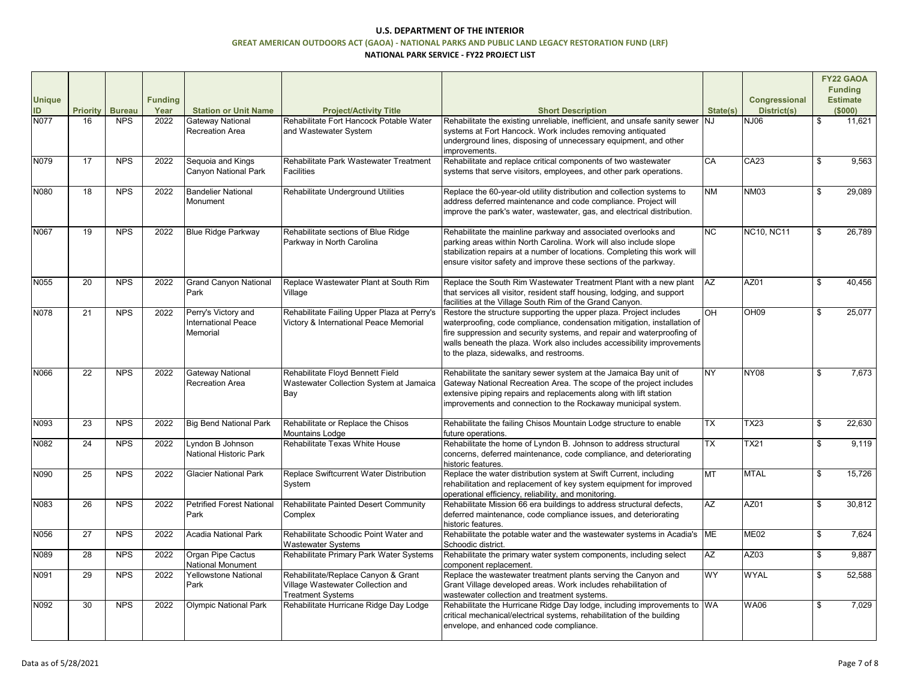# U.S. DEPARTMENT OF THE INTERIOR

## GREAT AMERICAN OUTDOORS ACT (GAOA) - NATIONAL PARKS AND PUBLIC LAND LEGACY RESTORATION FUND (LRF)

### NATIONAL PARK SERVICE - FY22 PROJECT LIST

| Unique ID | Priority | Bureau | Funding Year | Station or Unit Name | Project/Activity Title | Short Description | State(s) | Congressional District(s) | FY22 GAOA Funding Estimate ($000) |
|---|---|---|---|---|---|---|---|---|---|
| N077 | 16 | NPS | 2022 | Gateway National Recreation Area | Rehabilitate Fort Hancock Potable Water and Wastewater System | Rehabilitate the existing unreliable, inefficient, and unsafe sanity sewer systems at Fort Hancock. Work includes removing antiquated underground lines, disposing of unnecessary equipment, and other improvements. | NJ | NJ06 | $ 11,621 |
| N079 | 17 | NPS | 2022 | Sequoia and Kings Canyon National Park | Rehabilitate Park Wastewater Treatment Facilities | Rehabilitate and replace critical components of two wastewater systems that serve visitors, employees, and other park operations. | CA | CA23 | $ 9,563 |
| N080 | 18 | NPS | 2022 | Bandelier National Monument | Rehabilitate Underground Utilities | Replace the 60-year-old utility distribution and collection systems to address deferred maintenance and code compliance. Project will improve the park's water, wastewater, gas, and electrical distribution. | NM | NM03 | $ 29,089 |
| N067 | 19 | NPS | 2022 | Blue Ridge Parkway | Rehabilitate sections of Blue Ridge Parkway in North Carolina | Rehabilitate the mainline parkway and associated overlooks and parking areas within North Carolina. Work will also include slope stabilization repairs at a number of locations. Completing this work will ensure visitor safety and improve these sections of the parkway. | NC | NC10, NC11 | $ 26,789 |
| N055 | 20 | NPS | 2022 | Grand Canyon National Park | Replace Wastewater Plant at South Rim Village | Replace the South Rim Wastewater Treatment Plant with a new plant that services all visitor, resident staff housing, lodging, and support facilities at the Village South Rim of the Grand Canyon. | AZ | AZ01 | $ 40,456 |
| N078 | 21 | NPS | 2022 | Perry's Victory and International Peace Memorial | Rehabilitate Failing Upper Plaza at Perry's Victory & International Peace Memorial | Restore the structure supporting the upper plaza. Project includes waterproofing, code compliance, condensation mitigation, installation of fire suppression and security systems, and repair and waterproofing of walls beneath the plaza. Work also includes accessibility improvements to the plaza, sidewalks, and restrooms. | OH | OH09 | $ 25,077 |
| N066 | 22 | NPS | 2022 | Gateway National Recreation Area | Rehabilitate Floyd Bennett Field Wastewater Collection System at Jamaica Bay | Rehabilitate the sanitary sewer system at the Jamaica Bay unit of Gateway National Recreation Area. The scope of the project includes extensive piping repairs and replacements along with lift station improvements and connection to the Rockaway municipal system. | NY | NY08 | $ 7,673 |
| N093 | 23 | NPS | 2022 | Big Bend National Park | Rehabilitate or Replace the Chisos Mountains Lodge | Rehabilitate the failing Chisos Mountain Lodge structure to enable future operations. | TX | TX23 | $ 22,630 |
| N082 | 24 | NPS | 2022 | Lyndon B Johnson National Historic Park | Rehabilitate Texas White House | Rehabilitate the home of Lyndon B. Johnson to address structural concerns, deferred maintenance, code compliance, and deteriorating historic features. | TX | TX21 | $ 9,119 |
| N090 | 25 | NPS | 2022 | Glacier National Park | Replace Swiftcurrent Water Distribution System | Replace the water distribution system at Swift Current, including rehabilitation and replacement of key system equipment for improved operational efficiency, reliability, and monitoring. | MT | MTAL | $ 15,726 |
| N083 | 26 | NPS | 2022 | Petrified Forest National Park | Rehabilitate Painted Desert Community Complex | Rehabilitate Mission 66 era buildings to address structural defects, deferred maintenance, code compliance issues, and deteriorating historic features. | AZ | AZ01 | $ 30,812 |
| N056 | 27 | NPS | 2022 | Acadia National Park | Rehabilitate Schoodic Point Water and Wastewater Systems | Rehabilitate the potable water and the wastewater systems in Acadia's Schoodic district. | ME | ME02 | $ 7,624 |
| N089 | 28 | NPS | 2022 | Organ Pipe Cactus National Monument | Rehabilitate Primary Park Water Systems | Rehabilitate the primary water system components, including select component replacement. | AZ | AZ03 | $ 9,887 |
| N091 | 29 | NPS | 2022 | Yellowstone National Park | Rehabilitate/Replace Canyon & Grant Village Wastewater Collection and Treatment Systems | Replace the wastewater treatment plants serving the Canyon and Grant Village developed areas. Work includes rehabilitation of wastewater collection and treatment systems. | WY | WYAL | $ 52,588 |
| N092 | 30 | NPS | 2022 | Olympic National Park | Rehabilitate Hurricane Ridge Day Lodge | Rehabilitate the Hurricane Ridge Day lodge, including improvements to critical mechanical/electrical systems, rehabilitation of the building envelope, and enhanced code compliance. | WA | WA06 | $ 7,029 |

Data as of 5/28/2021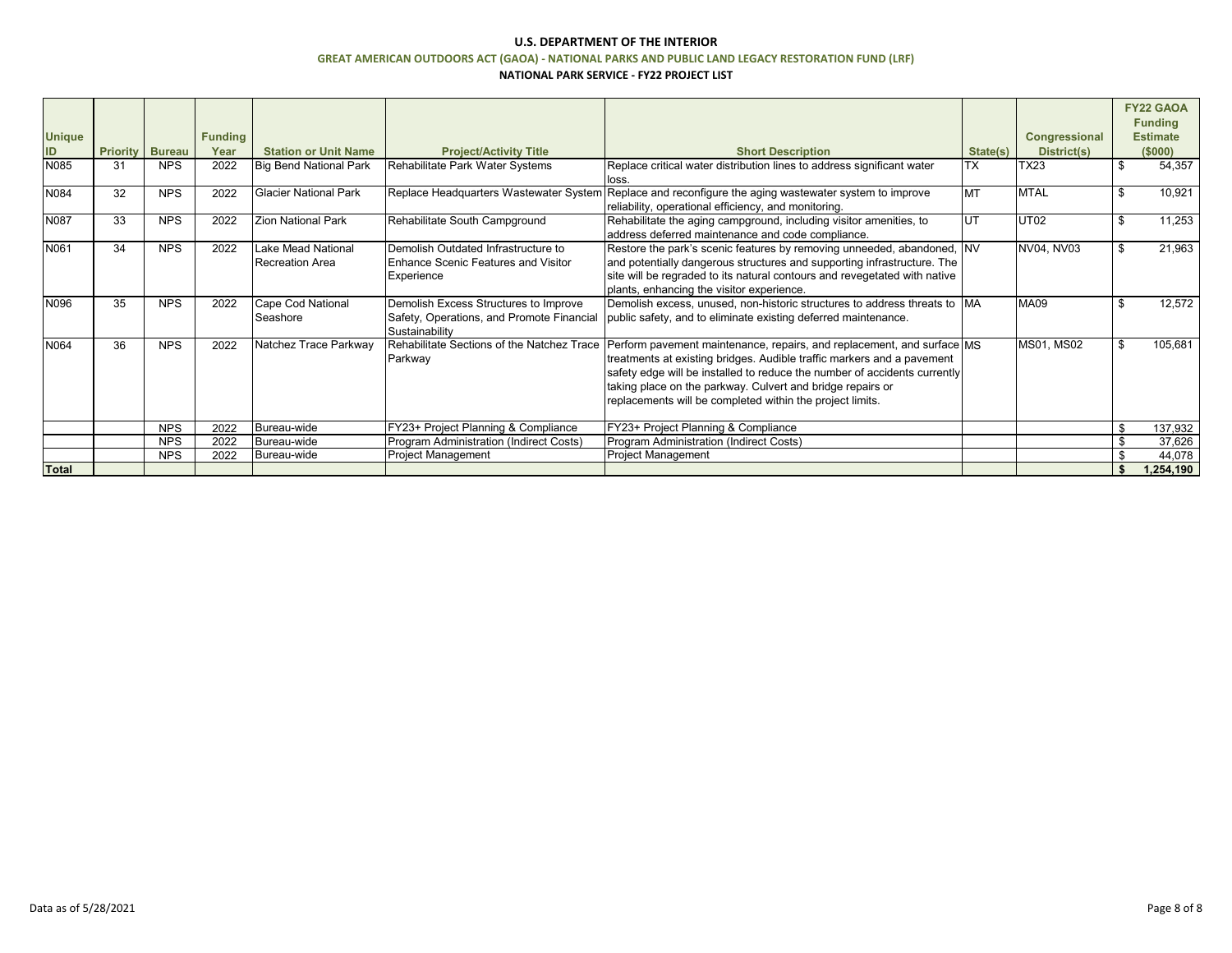**U.S. DEPARTMENT OF THE INTERIOR**

**GREAT AMERICAN OUTDOORS ACT (GAOA) - NATIONAL PARKS AND PUBLIC LAND LEGACY RESTORATION FUND (LRF)**

**NATIONAL PARK SERVICE - FY22 PROJECT LIST**

| Unique ID | Priority | Bureau | Funding Year | Station or Unit Name | Project/Activity Title | Short Description | State(s) | Congressional District(s) | FY22 GAOA Funding Estimate ($000) |
|---|---|---|---|---|---|---|---|---|---|
| N085 | 31 | NPS | 2022 | Big Bend National Park | Rehabilitate Park Water Systems | Replace critical water distribution lines to address significant water loss. | TX | TX23 | $ 54,357 |
| N084 | 32 | NPS | 2022 | Glacier National Park | Replace Headquarters Wastewater System | Replace and reconfigure the aging wastewater system to improve reliability, operational efficiency, and monitoring. | MT | MTAL | $ 10,921 |
| N087 | 33 | NPS | 2022 | Zion National Park | Rehabilitate South Campground | Rehabilitate the aging campground, including visitor amenities, to address deferred maintenance and code compliance. | UT | UT02 | $ 11,253 |
| N061 | 34 | NPS | 2022 | Lake Mead National Recreation Area | Demolish Outdated Infrastructure to Enhance Scenic Features and Visitor Experience | Restore the park's scenic features by removing unneeded, abandoned, and potentially dangerous structures and supporting infrastructure. The site will be regraded to its natural contours and revegetated with native plants, enhancing the visitor experience. | NV | NV04, NV03 | $ 21,963 |
| N096 | 35 | NPS | 2022 | Cape Cod National Seashore | Demolish Excess Structures to Improve Safety, Operations, and Promote Financial Sustainability | Demolish excess, unused, non-historic structures to address threats to public safety, and to eliminate existing deferred maintenance. | MA | MA09 | $ 12,572 |
| N064 | 36 | NPS | 2022 | Natchez Trace Parkway | Rehabilitate Sections of the Natchez Trace Parkway | Perform pavement maintenance, repairs, and replacement, and surface treatments at existing bridges. Audible traffic markers and a pavement safety edge will be installed to reduce the number of accidents currently taking place on the parkway. Culvert and bridge repairs or replacements will be completed within the project limits. | MS | MS01, MS02 | $ 105,681 |
| | | NPS | 2022 | Bureau-wide | FY23+ Project Planning & Compliance | FY23+ Project Planning & Compliance | | | $ 137,932 |
| | | NPS | 2022 | Bureau-wide | Program Administration (Indirect Costs) | Program Administration (Indirect Costs) | | | $ 37,626 |
| | | NPS | 2022 | Bureau-wide | Project Management | Project Management | | | $ 44,078 |
| **Total** | | | | | | | | | **$ 1,254,190** |

Data as of 5/28/2021